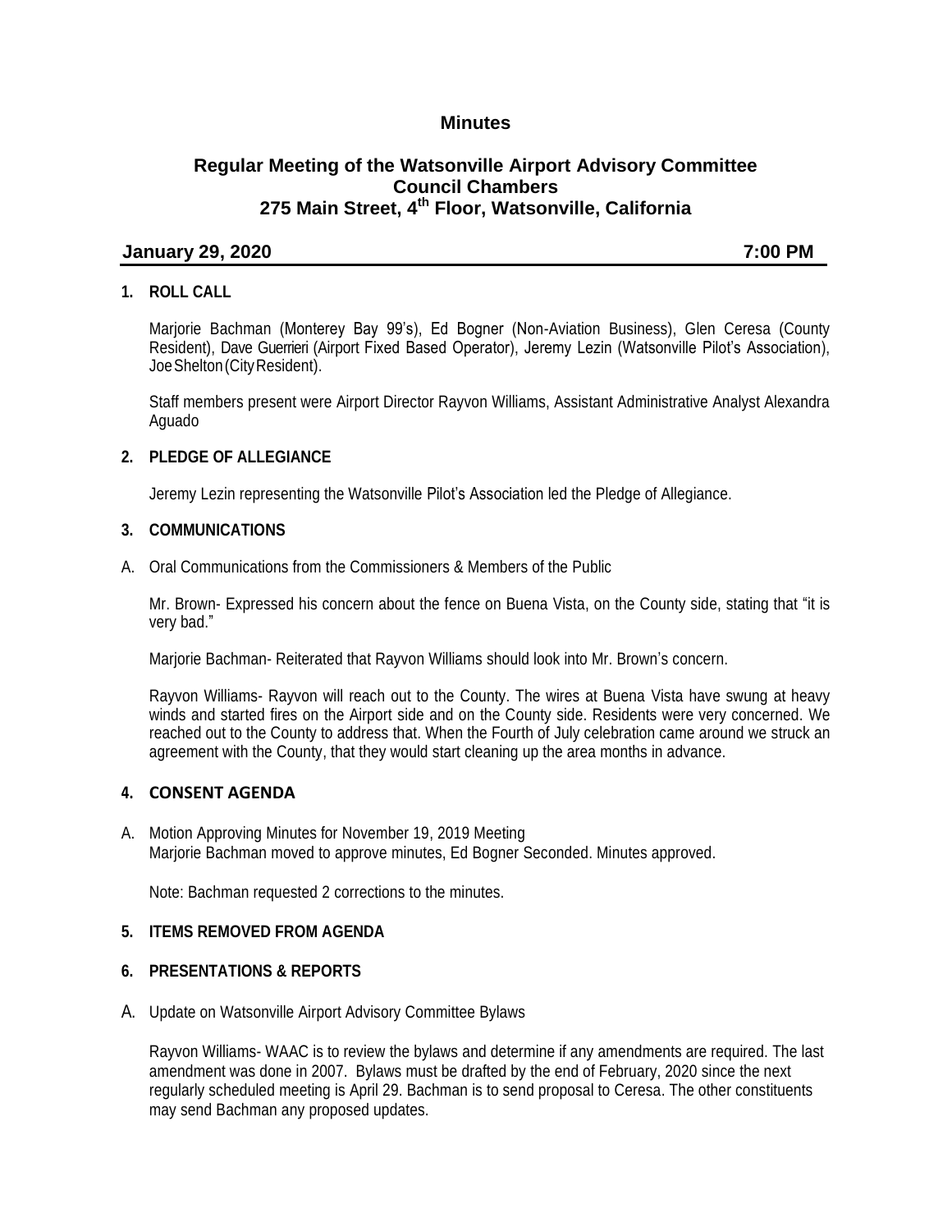# Minutes

## Regular Meeting of the Watsonville Airport Advisory Committee
## Council Chambers
## 275 Main Street, 4th Floor, Watsonville, California

**January 29, 2020** **7:00 PM**

### 1. ROLL CALL

Marjorie Bachman (Monterey Bay 99's), Ed Bogner (Non-Aviation Business), Glen Ceresa (County Resident), Dave Guerrieri (Airport Fixed Based Operator), Jeremy Lezin (Watsonville Pilot's Association), Joe Shelton (City Resident).

Staff members present were Airport Director Rayvon Williams, Assistant Administrative Analyst Alexandra Aguado

### 2. PLEDGE OF ALLEGIANCE

Jeremy Lezin representing the Watsonville Pilot's Association led the Pledge of Allegiance.

### 3. COMMUNICATIONS

A. Oral Communications from the Commissioners & Members of the Public

Mr. Brown- Expressed his concern about the fence on Buena Vista, on the County side, stating that "it is very bad."

Marjorie Bachman- Reiterated that Rayvon Williams should look into Mr. Brown's concern.

Rayvon Williams- Rayvon will reach out to the County. The wires at Buena Vista have swung at heavy winds and started fires on the Airport side and on the County side. Residents were very concerned. We reached out to the County to address that. When the Fourth of July celebration came around we struck an agreement with the County, that they would start cleaning up the area months in advance.

### 4. CONSENT AGENDA

A. Motion Approving Minutes for November 19, 2019 Meeting
Marjorie Bachman moved to approve minutes, Ed Bogner Seconded. Minutes approved.

Note: Bachman requested 2 corrections to the minutes.

### 5. ITEMS REMOVED FROM AGENDA

### 6. PRESENTATIONS & REPORTS

A. Update on Watsonville Airport Advisory Committee Bylaws

Rayvon Williams- WAAC is to review the bylaws and determine if any amendments are required. The last amendment was done in 2007. Bylaws must be drafted by the end of February, 2020 since the next regularly scheduled meeting is April 29. Bachman is to send proposal to Ceresa. The other constituents may send Bachman any proposed updates.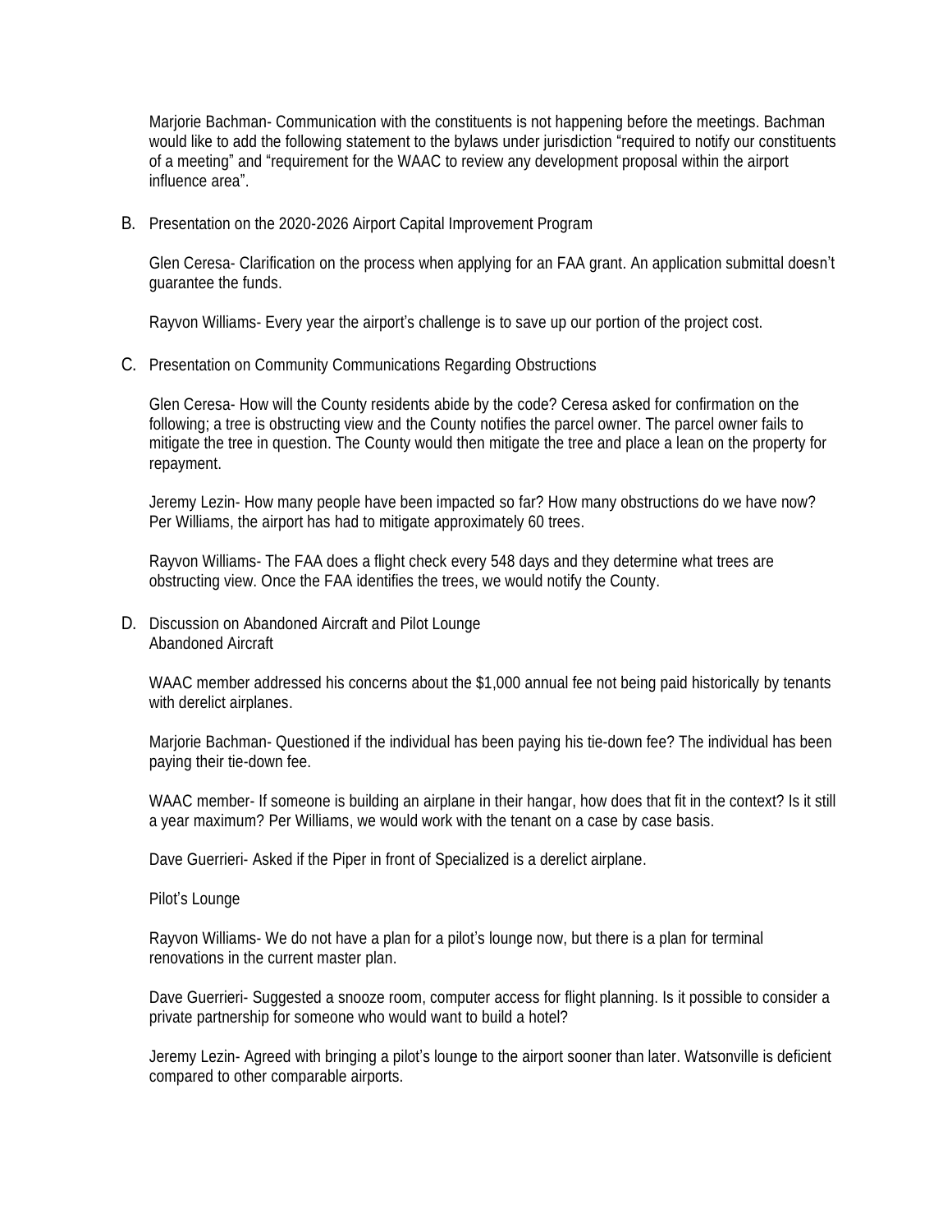Marjorie Bachman- Communication with the constituents is not happening before the meetings. Bachman would like to add the following statement to the bylaws under jurisdiction "required to notify our constituents of a meeting" and "requirement for the WAAC to review any development proposal within the airport influence area".

B. Presentation on the 2020-2026 Airport Capital Improvement Program

Glen Ceresa- Clarification on the process when applying for an FAA grant. An application submittal doesn't guarantee the funds.

Rayvon Williams- Every year the airport's challenge is to save up our portion of the project cost.

C. Presentation on Community Communications Regarding Obstructions

Glen Ceresa- How will the County residents abide by the code? Ceresa asked for confirmation on the following; a tree is obstructing view and the County notifies the parcel owner. The parcel owner fails to mitigate the tree in question. The County would then mitigate the tree and place a lean on the property for repayment.

Jeremy Lezin- How many people have been impacted so far? How many obstructions do we have now? Per Williams, the airport has had to mitigate approximately 60 trees.

Rayvon Williams- The FAA does a flight check every 548 days and they determine what trees are obstructing view. Once the FAA identifies the trees, we would notify the County.

D. Discussion on Abandoned Aircraft and Pilot Lounge
Abandoned Aircraft

WAAC member addressed his concerns about the $1,000 annual fee not being paid historically by tenants with derelict airplanes.

Marjorie Bachman- Questioned if the individual has been paying his tie-down fee? The individual has been paying their tie-down fee.

WAAC member- If someone is building an airplane in their hangar, how does that fit in the context? Is it still a year maximum? Per Williams, we would work with the tenant on a case by case basis.

Dave Guerrieri- Asked if the Piper in front of Specialized is a derelict airplane.

Pilot's Lounge

Rayvon Williams- We do not have a plan for a pilot's lounge now, but there is a plan for terminal renovations in the current master plan.

Dave Guerrieri- Suggested a snooze room, computer access for flight planning. Is it possible to consider a private partnership for someone who would want to build a hotel?

Jeremy Lezin- Agreed with bringing a pilot's lounge to the airport sooner than later. Watsonville is deficient compared to other comparable airports.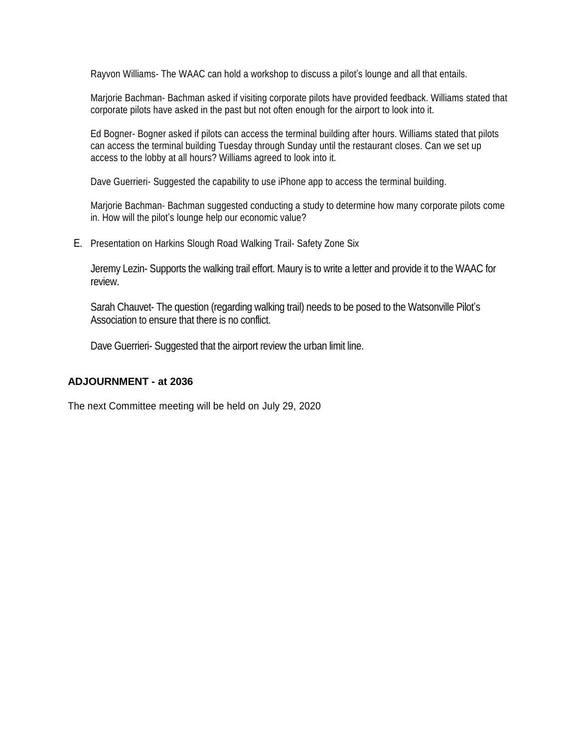Rayvon Williams- The WAAC can hold a workshop to discuss a pilot's lounge and all that entails.

Marjorie Bachman- Bachman asked if visiting corporate pilots have provided feedback. Williams stated that corporate pilots have asked in the past but not often enough for the airport to look into it.

Ed Bogner- Bogner asked if pilots can access the terminal building after hours. Williams stated that pilots can access the terminal building Tuesday through Sunday until the restaurant closes. Can we set up access to the lobby at all hours? Williams agreed to look into it.

Dave Guerrieri- Suggested the capability to use iPhone app to access the terminal building.

Marjorie Bachman- Bachman suggested conducting a study to determine how many corporate pilots come in. How will the pilot's lounge help our economic value?

E. Presentation on Harkins Slough Road Walking Trail- Safety Zone Six

Jeremy Lezin- Supports the walking trail effort. Maury is to write a letter and provide it to the WAAC for review.

Sarah Chauvet- The question (regarding walking trail) needs to be posed to the Watsonville Pilot's Association to ensure that there is no conflict.

Dave Guerrieri- Suggested that the airport review the urban limit line.

**ADJOURNMENT - at 2036**

The next Committee meeting will be held on July 29, 2020